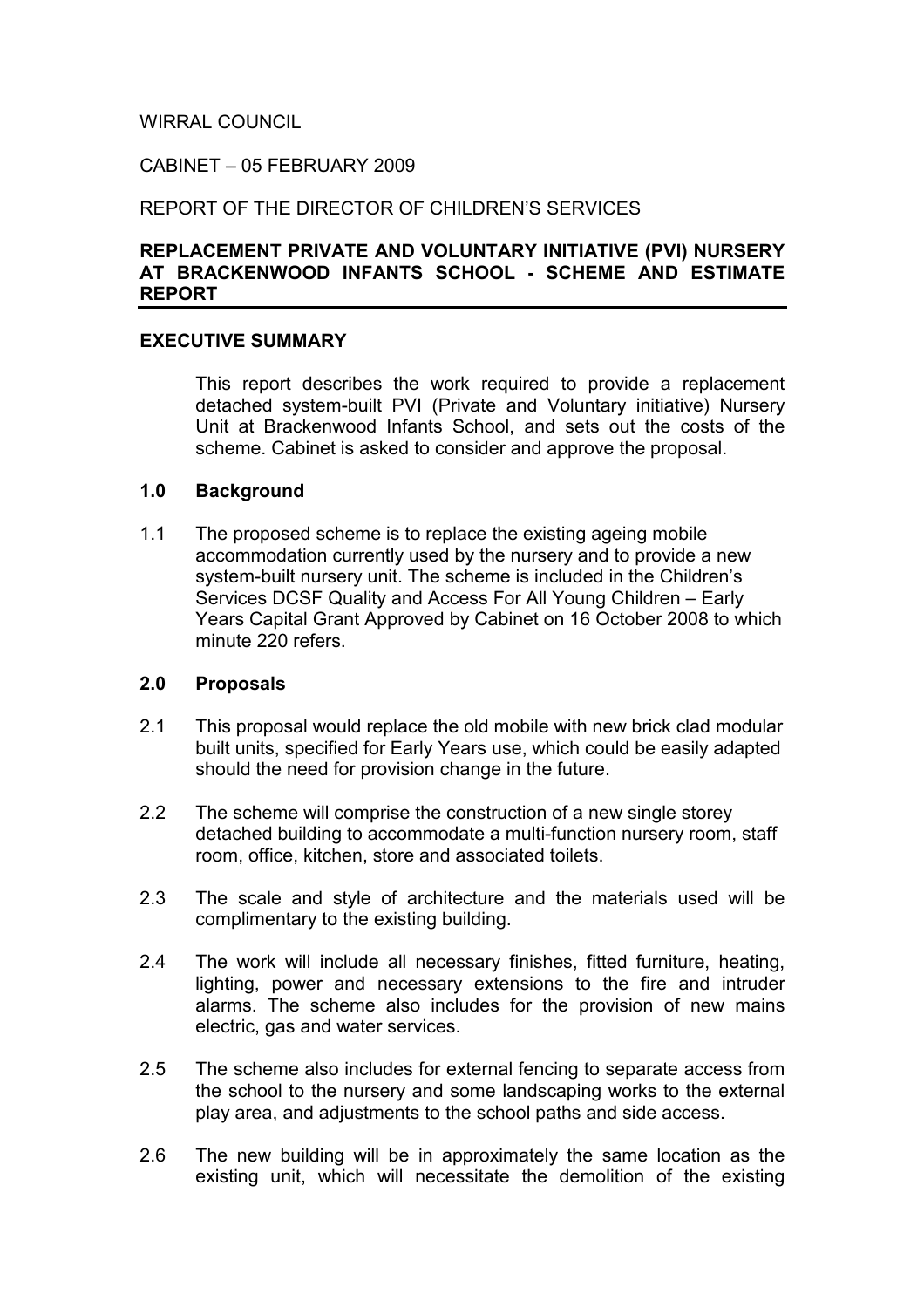WIRRAL COUNCIL

CABINET – 05 FEBRUARY 2009

REPORT OF THE DIRECTOR OF CHILDREN'S SERVICES

**REPLACEMENT PRIVATE AND VOLUNTARY INITIATIVE (PVI) NURSERY AT BRACKENWOOD INFANTS SCHOOL - SCHEME AND ESTIMATE REPORT**

**EXECUTIVE SUMMARY**

This report describes the work required to provide a replacement detached system-built PVI (Private and Voluntary initiative) Nursery Unit at Brackenwood Infants School, and sets out the costs of the scheme. Cabinet is asked to consider and approve the proposal.

**1.0 Background**

1.1 The proposed scheme is to replace the existing ageing mobile accommodation currently used by the nursery and to provide a new system-built nursery unit. The scheme is included in the Children's Services DCSF Quality and Access For All Young Children – Early Years Capital Grant Approved by Cabinet on 16 October 2008 to which minute 220 refers.

**2.0 Proposals**

2.1 This proposal would replace the old mobile with new brick clad modular built units, specified for Early Years use, which could be easily adapted should the need for provision change in the future.

2.2 The scheme will comprise the construction of a new single storey detached building to accommodate a multi-function nursery room, staff room, office, kitchen, store and associated toilets.

2.3 The scale and style of architecture and the materials used will be complimentary to the existing building.

2.4 The work will include all necessary finishes, fitted furniture, heating, lighting, power and necessary extensions to the fire and intruder alarms. The scheme also includes for the provision of new mains electric, gas and water services.

2.5 The scheme also includes for external fencing to separate access from the school to the nursery and some landscaping works to the external play area, and adjustments to the school paths and side access.

2.6 The new building will be in approximately the same location as the existing unit, which will necessitate the demolition of the existing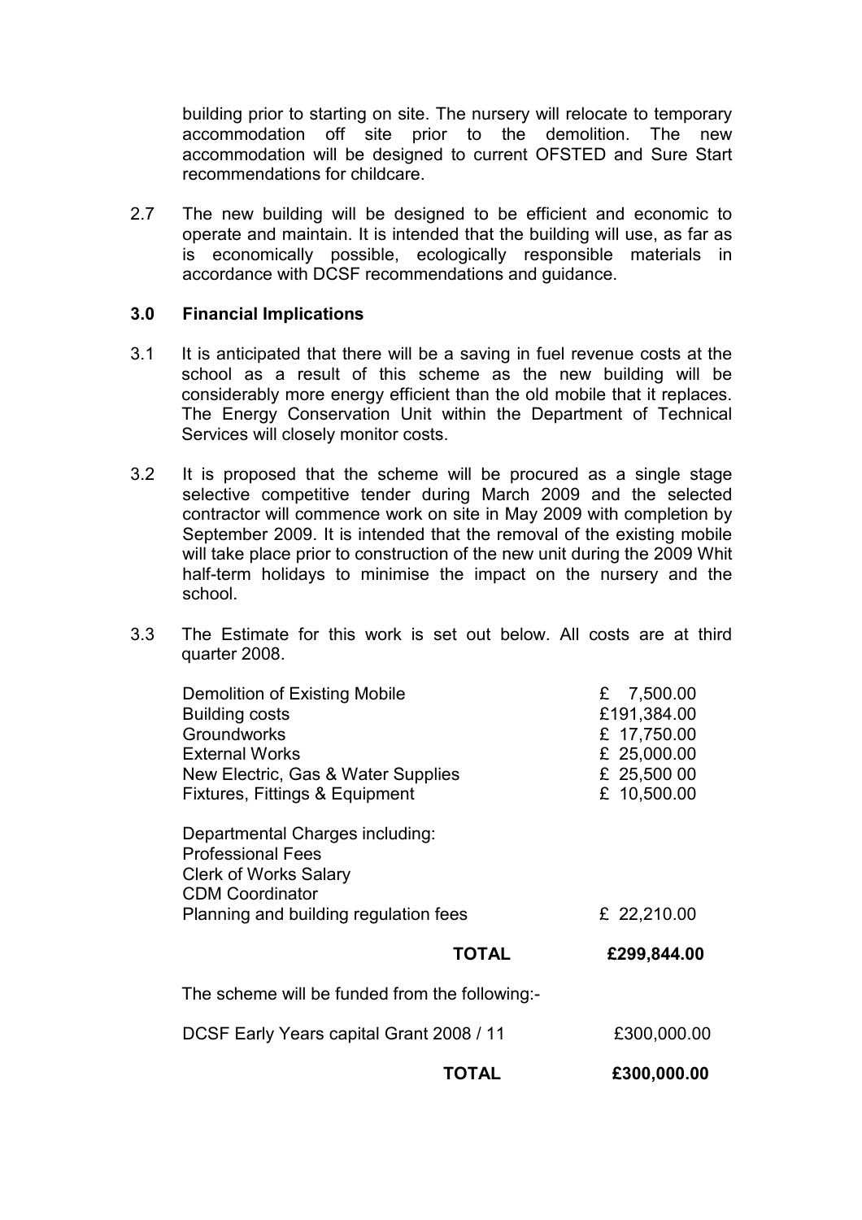building prior to starting on site. The nursery will relocate to temporary accommodation off site prior to the demolition. The new accommodation will be designed to current OFSTED and Sure Start recommendations for childcare.

2.7 The new building will be designed to be efficient and economic to operate and maintain. It is intended that the building will use, as far as is economically possible, ecologically responsible materials in accordance with DCSF recommendations and guidance.

## 3.0 Financial Implications

3.1 It is anticipated that there will be a saving in fuel revenue costs at the school as a result of this scheme as the new building will be considerably more energy efficient than the old mobile that it replaces. The Energy Conservation Unit within the Department of Technical Services will closely monitor costs.

3.2 It is proposed that the scheme will be procured as a single stage selective competitive tender during March 2009 and the selected contractor will commence work on site in May 2009 with completion by September 2009. It is intended that the removal of the existing mobile will take place prior to construction of the new unit during the 2009 Whit half-term holidays to minimise the impact on the nursery and the school.

3.3 The Estimate for this work is set out below. All costs are at third quarter 2008.

| | |
|---|---|
| Demolition of Existing Mobile | £ 7,500.00 |
| Building costs | £191,384.00 |
| Groundworks | £ 17,750.00 |
| External Works | £ 25,000.00 |
| New Electric, Gas & Water Supplies | £ 25,500 00 |
| Fixtures, Fittings & Equipment | £ 10,500.00 |
| Departmental Charges including:<br>Professional Fees<br>Clerk of Works Salary<br>CDM Coordinator<br>Planning and building regulation fees | £ 22,210.00 |
| **TOTAL** | **£299,844.00** |

The scheme will be funded from the following:-

| | |
|---|---|
| DCSF Early Years capital Grant 2008 / 11 | £300,000.00 |
| **TOTAL** | **£300,000.00** |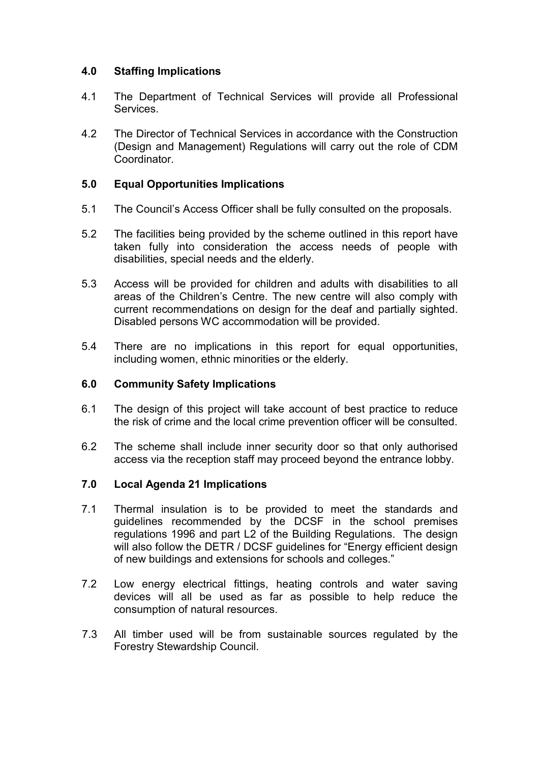## 4.0 Staffing Implications

4.1 The Department of Technical Services will provide all Professional Services.

4.2 The Director of Technical Services in accordance with the Construction (Design and Management) Regulations will carry out the role of CDM Coordinator.

## 5.0 Equal Opportunities Implications

5.1 The Council's Access Officer shall be fully consulted on the proposals.

5.2 The facilities being provided by the scheme outlined in this report have taken fully into consideration the access needs of people with disabilities, special needs and the elderly.

5.3 Access will be provided for children and adults with disabilities to all areas of the Children's Centre. The new centre will also comply with current recommendations on design for the deaf and partially sighted. Disabled persons WC accommodation will be provided.

5.4 There are no implications in this report for equal opportunities, including women, ethnic minorities or the elderly.

## 6.0 Community Safety Implications

6.1 The design of this project will take account of best practice to reduce the risk of crime and the local crime prevention officer will be consulted.

6.2 The scheme shall include inner security door so that only authorised access via the reception staff may proceed beyond the entrance lobby.

## 7.0 Local Agenda 21 Implications

7.1 Thermal insulation is to be provided to meet the standards and guidelines recommended by the DCSF in the school premises regulations 1996 and part L2 of the Building Regulations. The design will also follow the DETR / DCSF guidelines for "Energy efficient design of new buildings and extensions for schools and colleges."

7.2 Low energy electrical fittings, heating controls and water saving devices will all be used as far as possible to help reduce the consumption of natural resources.

7.3 All timber used will be from sustainable sources regulated by the Forestry Stewardship Council.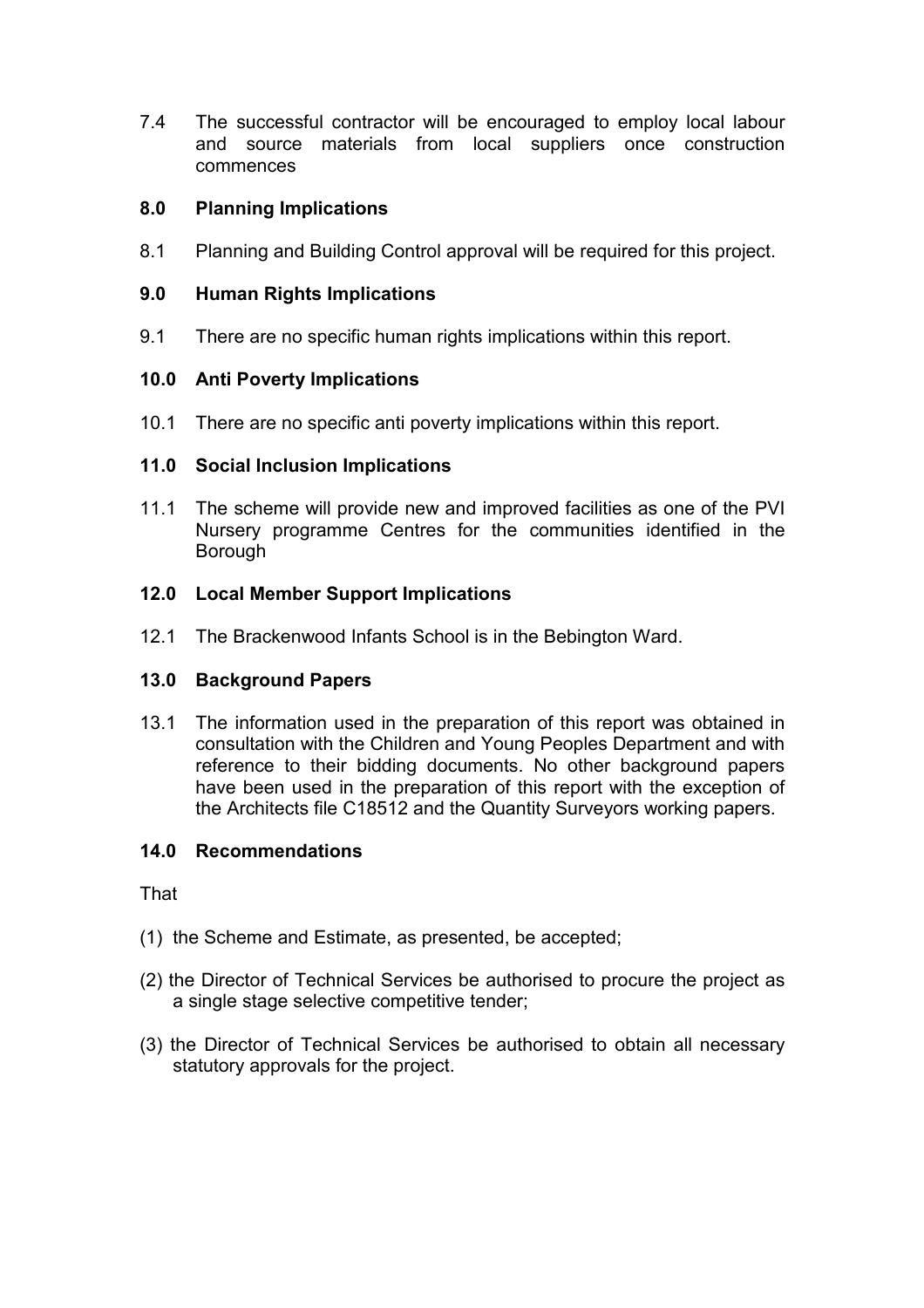7.4 The successful contractor will be encouraged to employ local labour and source materials from local suppliers once construction commences

## 8.0 Planning Implications

8.1 Planning and Building Control approval will be required for this project.

## 9.0 Human Rights Implications

9.1 There are no specific human rights implications within this report.

## 10.0 Anti Poverty Implications

10.1 There are no specific anti poverty implications within this report.

## 11.0 Social Inclusion Implications

11.1 The scheme will provide new and improved facilities as one of the PVI Nursery programme Centres for the communities identified in the Borough

## 12.0 Local Member Support Implications

12.1 The Brackenwood Infants School is in the Bebington Ward.

## 13.0 Background Papers

13.1 The information used in the preparation of this report was obtained in consultation with the Children and Young Peoples Department and with reference to their bidding documents. No other background papers have been used in the preparation of this report with the exception of the Architects file C18512 and the Quantity Surveyors working papers.

## 14.0 Recommendations

That

(1) the Scheme and Estimate, as presented, be accepted;

(2) the Director of Technical Services be authorised to procure the project as a single stage selective competitive tender;

(3) the Director of Technical Services be authorised to obtain all necessary statutory approvals for the project.